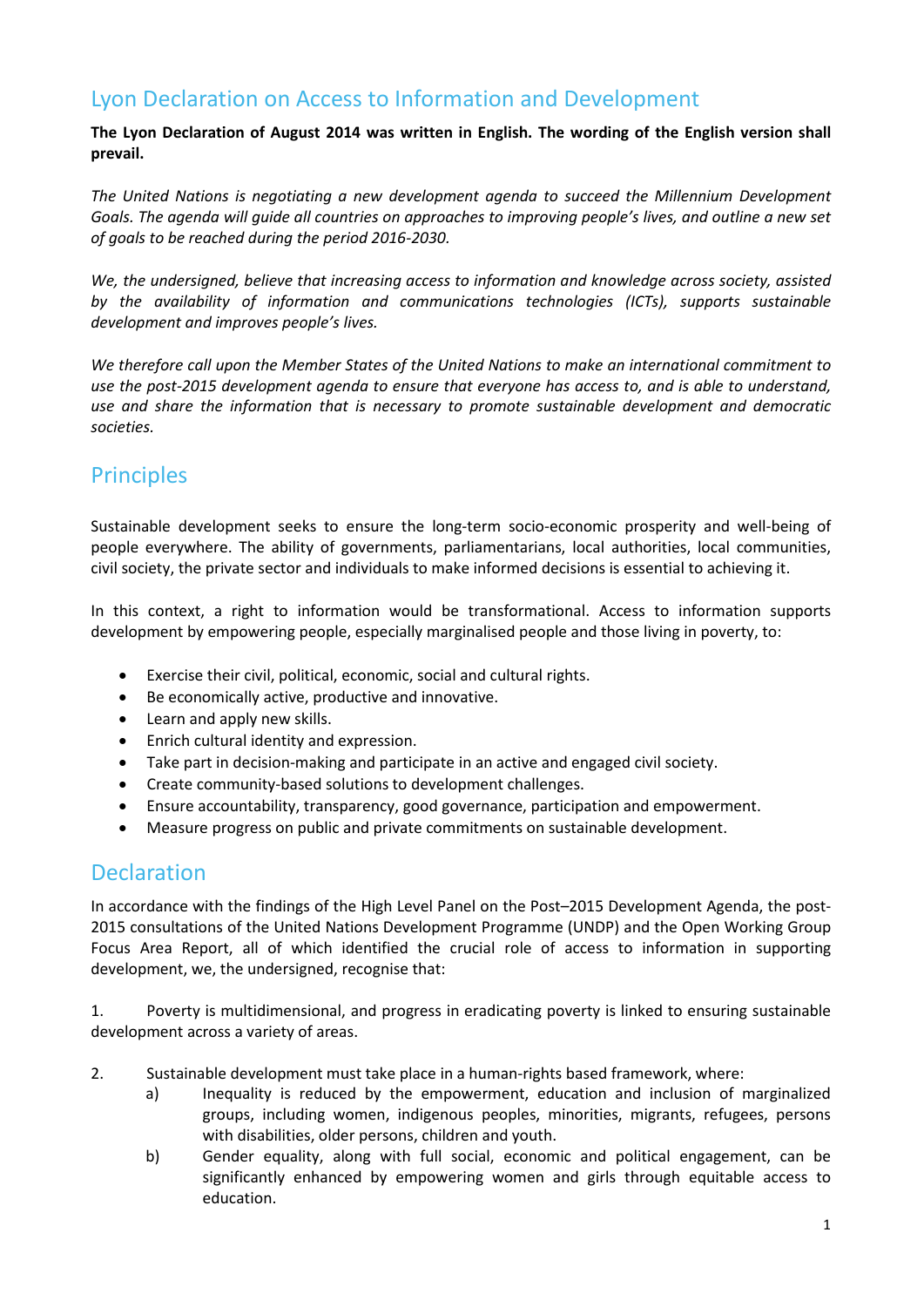# Lyon Declaration on Access to Information and Development

**The Lyon Declaration of August 2014 was written in English. The wording of the English version shall prevail.**

*The United Nations is negotiating a new development agenda to succeed the Millennium Development Goals. The agenda will guide all countries on approaches to improving people's lives, and outline a new set of goals to be reached during the period 2016-2030.*

*We, the undersigned, believe that increasing access to information and knowledge across society, assisted by the availability of information and communications technologies (ICTs), supports sustainable development and improves people's lives.*

*We therefore call upon the Member States of the United Nations to make an international commitment to use the post-2015 development agenda to ensure that everyone has access to, and is able to understand, use and share the information that is necessary to promote sustainable development and democratic societies.*

## Principles

Sustainable development seeks to ensure the long-term socio-economic prosperity and well-being of people everywhere. The ability of governments, parliamentarians, local authorities, local communities, civil society, the private sector and individuals to make informed decisions is essential to achieving it.

In this context, a right to information would be transformational. Access to information supports development by empowering people, especially marginalised people and those living in poverty, to:

- Exercise their civil, political, economic, social and cultural rights.
- Be economically active, productive and innovative.
- Learn and apply new skills.
- Enrich cultural identity and expression.
- Take part in decision-making and participate in an active and engaged civil society.
- Create community-based solutions to development challenges.
- Ensure accountability, transparency, good governance, participation and empowerment.
- Measure progress on public and private commitments on sustainable development.

## Declaration

In accordance with the findings of the High Level Panel on the Post–2015 Development Agenda, the post-2015 consultations of the United Nations Development Programme (UNDP) and the Open Working Group Focus Area Report, all of which identified the crucial role of access to information in supporting development, we, the undersigned, recognise that:

1. Poverty is multidimensional, and progress in eradicating poverty is linked to ensuring sustainable development across a variety of areas.

2. Sustainable development must take place in a human-rights based framework, where:
   a) Inequality is reduced by the empowerment, education and inclusion of marginalized groups, including women, indigenous peoples, minorities, migrants, refugees, persons with disabilities, older persons, children and youth.
   b) Gender equality, along with full social, economic and political engagement, can be significantly enhanced by empowering women and girls through equitable access to education.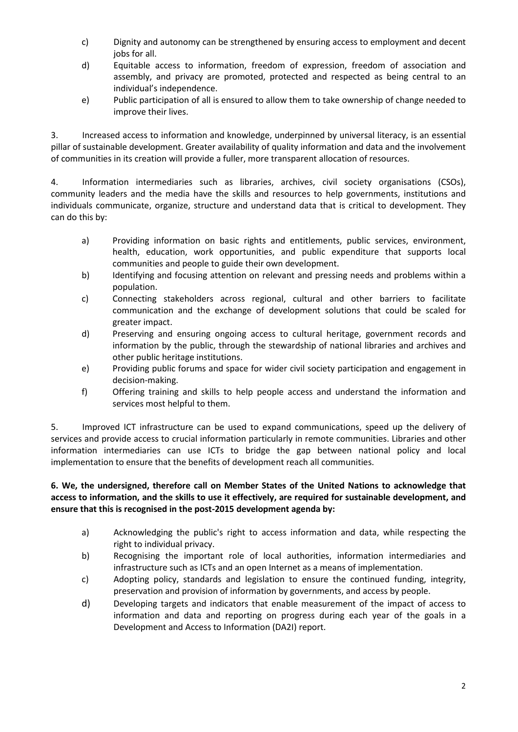c) Dignity and autonomy can be strengthened by ensuring access to employment and decent jobs for all.

d) Equitable access to information, freedom of expression, freedom of association and assembly, and privacy are promoted, protected and respected as being central to an individual's independence.

e) Public participation of all is ensured to allow them to take ownership of change needed to improve their lives.

3. Increased access to information and knowledge, underpinned by universal literacy, is an essential pillar of sustainable development. Greater availability of quality information and data and the involvement of communities in its creation will provide a fuller, more transparent allocation of resources.

4. Information intermediaries such as libraries, archives, civil society organisations (CSOs), community leaders and the media have the skills and resources to help governments, institutions and individuals communicate, organize, structure and understand data that is critical to development. They can do this by:

a) Providing information on basic rights and entitlements, public services, environment, health, education, work opportunities, and public expenditure that supports local communities and people to guide their own development.

b) Identifying and focusing attention on relevant and pressing needs and problems within a population.

c) Connecting stakeholders across regional, cultural and other barriers to facilitate communication and the exchange of development solutions that could be scaled for greater impact.

d) Preserving and ensuring ongoing access to cultural heritage, government records and information by the public, through the stewardship of national libraries and archives and other public heritage institutions.

e) Providing public forums and space for wider civil society participation and engagement in decision-making.

f) Offering training and skills to help people access and understand the information and services most helpful to them.

5. Improved ICT infrastructure can be used to expand communications, speed up the delivery of services and provide access to crucial information particularly in remote communities. Libraries and other information intermediaries can use ICTs to bridge the gap between national policy and local implementation to ensure that the benefits of development reach all communities.

**6. We, the undersigned, therefore call on Member States of the United Nations to acknowledge that access to information, and the skills to use it effectively, are required for sustainable development, and ensure that this is recognised in the post-2015 development agenda by:**

a) Acknowledging the public's right to access information and data, while respecting the right to individual privacy.

b) Recognising the important role of local authorities, information intermediaries and infrastructure such as ICTs and an open Internet as a means of implementation.

c) Adopting policy, standards and legislation to ensure the continued funding, integrity, preservation and provision of information by governments, and access by people.

d) Developing targets and indicators that enable measurement of the impact of access to information and data and reporting on progress during each year of the goals in a Development and Access to Information (DA2I) report.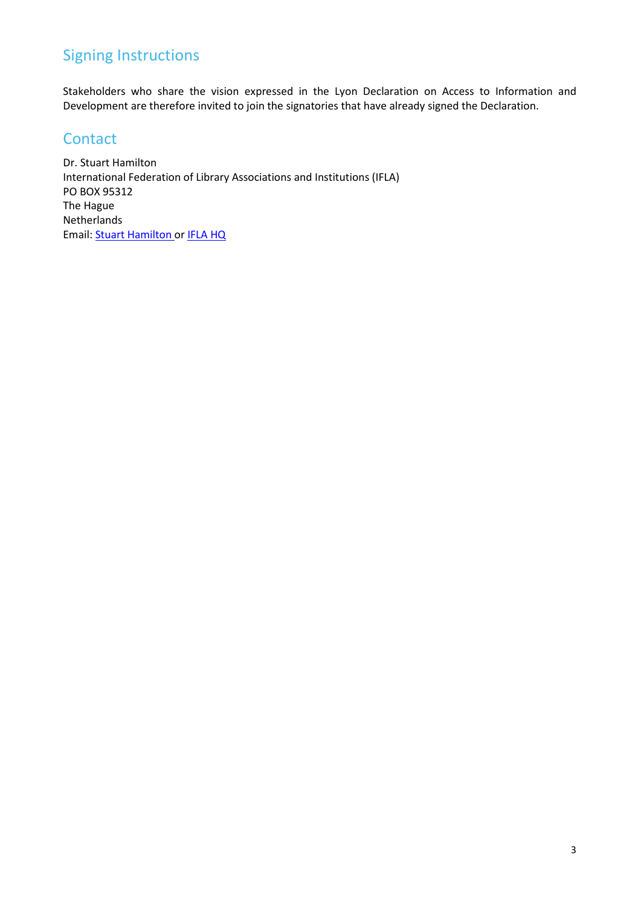## Signing Instructions

Stakeholders who share the vision expressed in the Lyon Declaration on Access to Information and Development are therefore invited to join the signatories that have already signed the Declaration.

## Contact

Dr. Stuart Hamilton  
International Federation of Library Associations and Institutions (IFLA)  
PO BOX 95312  
The Hague  
Netherlands  
Email: Stuart Hamilton or IFLA HQ